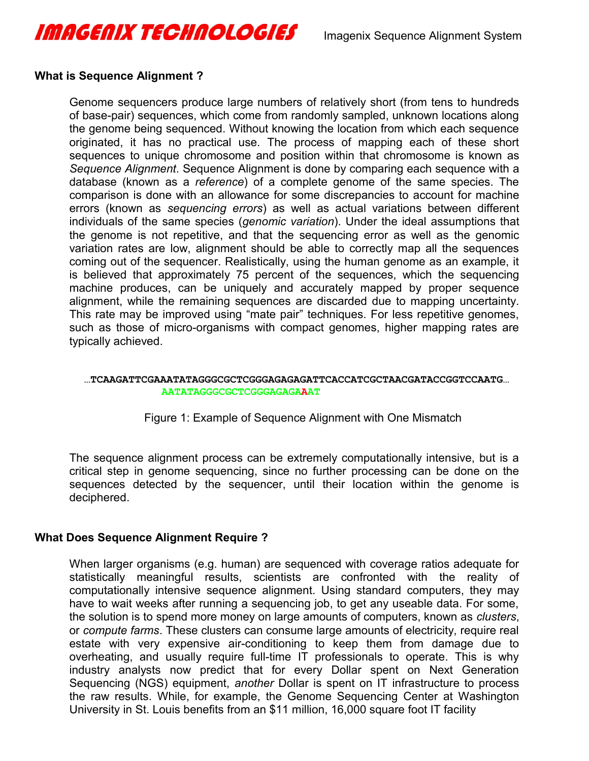**IMAGENIX TECHNOLOGIES** Imagenix Sequence Alignment System

## What is Sequence Alignment ?

Genome sequencers produce large numbers of relatively short (from tens to hundreds of base-pair) sequences, which come from randomly sampled, unknown locations along the genome being sequenced. Without knowing the location from which each sequence originated, it has no practical use. The process of mapping each of these short sequences to unique chromosome and position within that chromosome is known as *Sequence Alignment*. Sequence Alignment is done by comparing each sequence with a database (known as a *reference*) of a complete genome of the same species. The comparison is done with an allowance for some discrepancies to account for machine errors (known as *sequencing errors*) as well as actual variations between different individuals of the same species (*genomic variation*). Under the ideal assumptions that the genome is not repetitive, and that the sequencing error as well as the genomic variation rates are low, alignment should be able to correctly map all the sequences coming out of the sequencer. Realistically, using the human genome as an example, it is believed that approximately 75 percent of the sequences, which the sequencing machine produces, can be uniquely and accurately mapped by proper sequence alignment, while the remaining sequences are discarded due to mapping uncertainty. This rate may be improved using “mate pair” techniques. For less repetitive genomes, such as those of micro-organisms with compact genomes, higher mapping rates are typically achieved.

```
…TCAAGATTCGAAATATAGGGCGCTCGGGAGAGAGATTCACCATCGCTAACGATACCGGTCCAATG…
             AATATAGGGCGCTCGGGAGAGAAAT
```

Figure 1: Example of Sequence Alignment with One Mismatch

The sequence alignment process can be extremely computationally intensive, but is a critical step in genome sequencing, since no further processing can be done on the sequences detected by the sequencer, until their location within the genome is deciphered.

## What Does Sequence Alignment Require ?

When larger organisms (e.g. human) are sequenced with coverage ratios adequate for statistically meaningful results, scientists are confronted with the reality of computationally intensive sequence alignment. Using standard computers, they may have to wait weeks after running a sequencing job, to get any useable data. For some, the solution is to spend more money on large amounts of computers, known as *clusters*, or *compute farms*. These clusters can consume large amounts of electricity, require real estate with very expensive air-conditioning to keep them from damage due to overheating, and usually require full-time IT professionals to operate. This is why industry analysts now predict that for every Dollar spent on Next Generation Sequencing (NGS) equipment, *another* Dollar is spent on IT infrastructure to process the raw results. While, for example, the Genome Sequencing Center at Washington University in St. Louis benefits from an $11 million, 16,000 square foot IT facility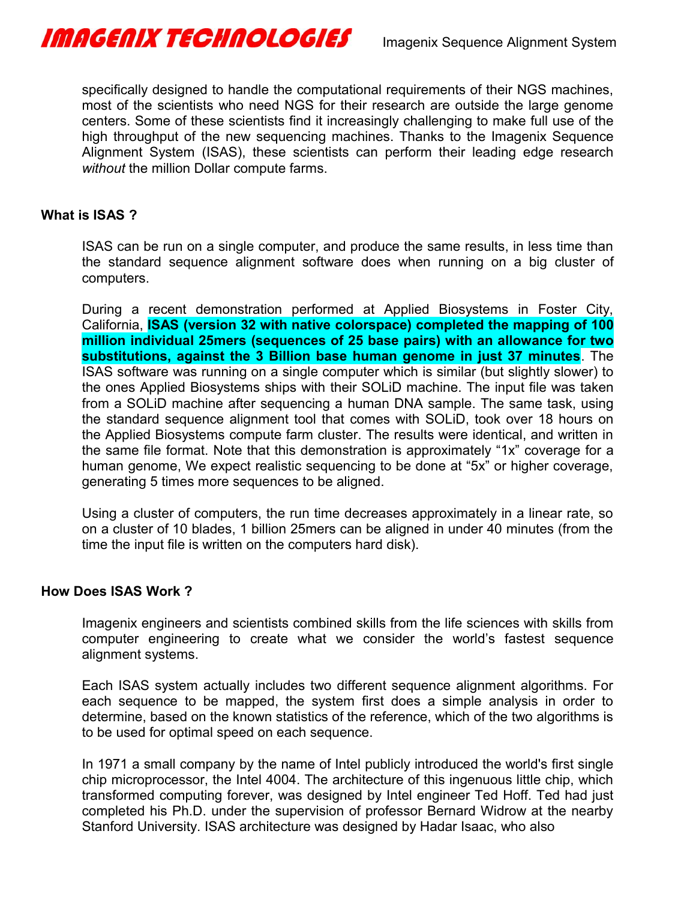specifically designed to handle the computational requirements of their NGS machines, most of the scientists who need NGS for their research are outside the large genome centers. Some of these scientists find it increasingly challenging to make full use of the high throughput of the new sequencing machines. Thanks to the Imagenix Sequence Alignment System (ISAS), these scientists can perform their leading edge research *without* the million Dollar compute farms.

## What is ISAS ?

ISAS can be run on a single computer, and produce the same results, in less time than the standard sequence alignment software does when running on a big cluster of computers.

During a recent demonstration performed at Applied Biosystems in Foster City, California, **ISAS (version 32 with native colorspace) completed the mapping of 100 million individual 25mers (sequences of 25 base pairs) with an allowance for two substitutions, against the 3 Billion base human genome in just 37 minutes**. The ISAS software was running on a single computer which is similar (but slightly slower) to the ones Applied Biosystems ships with their SOLiD machine. The input file was taken from a SOLiD machine after sequencing a human DNA sample. The same task, using the standard sequence alignment tool that comes with SOLiD, took over 18 hours on the Applied Biosystems compute farm cluster. The results were identical, and written in the same file format. Note that this demonstration is approximately "1x" coverage for a human genome, We expect realistic sequencing to be done at "5x" or higher coverage, generating 5 times more sequences to be aligned.

Using a cluster of computers, the run time decreases approximately in a linear rate, so on a cluster of 10 blades, 1 billion 25mers can be aligned in under 40 minutes (from the time the input file is written on the computers hard disk).

## How Does ISAS Work ?

Imagenix engineers and scientists combined skills from the life sciences with skills from computer engineering to create what we consider the world's fastest sequence alignment systems.

Each ISAS system actually includes two different sequence alignment algorithms. For each sequence to be mapped, the system first does a simple analysis in order to determine, based on the known statistics of the reference, which of the two algorithms is to be used for optimal speed on each sequence.

In 1971 a small company by the name of Intel publicly introduced the world's first single chip microprocessor, the Intel 4004. The architecture of this ingenuous little chip, which transformed computing forever, was designed by Intel engineer Ted Hoff. Ted had just completed his Ph.D. under the supervision of professor Bernard Widrow at the nearby Stanford University. ISAS architecture was designed by Hadar Isaac, who also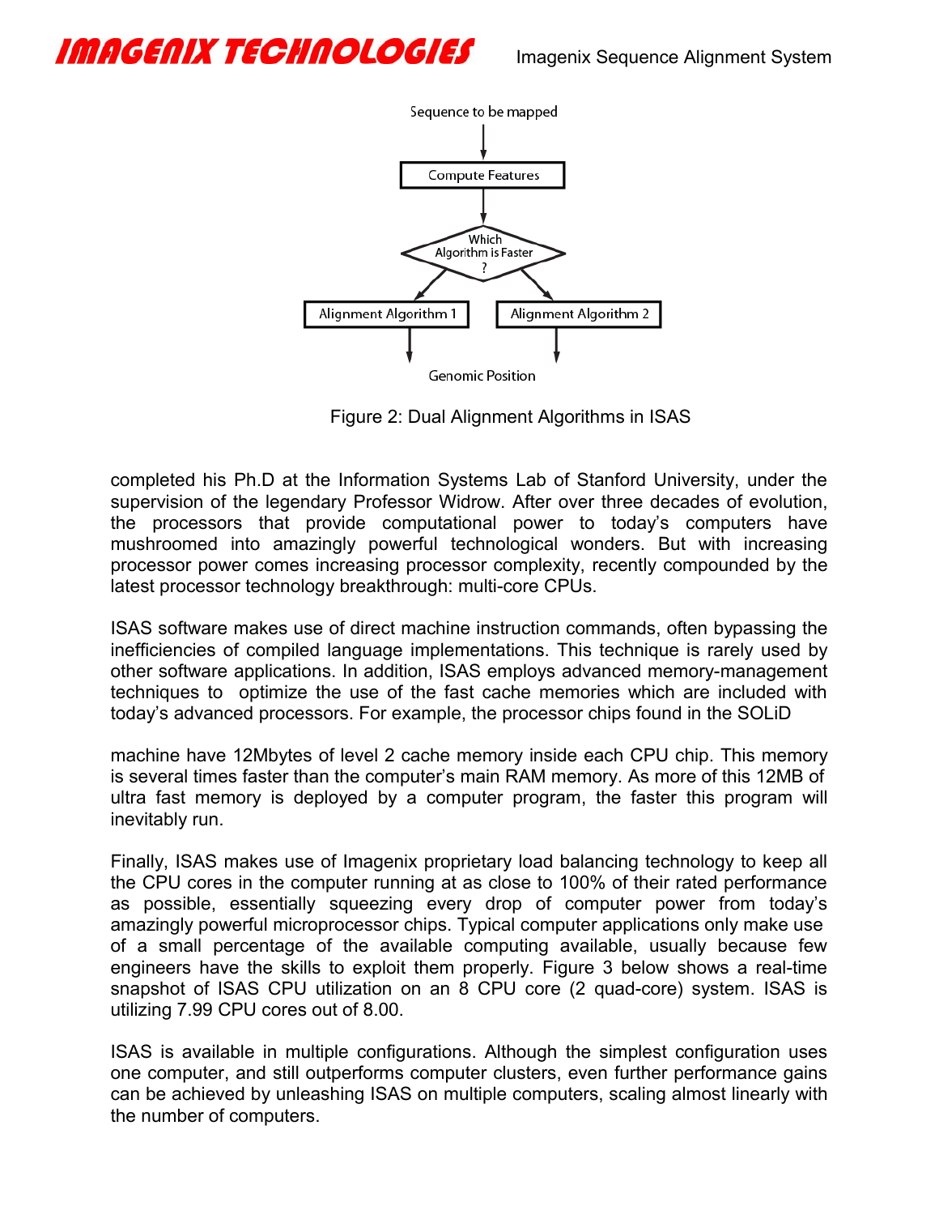Figure 2: Dual Alignment Algorithms in ISAS

completed his Ph.D at the Information Systems Lab of Stanford University, under the supervision of the legendary Professor Widrow. After over three decades of evolution, the processors that provide computational power to today's computers have mushroomed into amazingly powerful technological wonders. But with increasing processor power comes increasing processor complexity, recently compounded by the latest processor technology breakthrough: multi-core CPUs.

ISAS software makes use of direct machine instruction commands, often bypassing the inefficiencies of compiled language implementations. This technique is rarely used by other software applications. In addition, ISAS employs advanced memory-management techniques to optimize the use of the fast cache memories which are included with today's advanced processors. For example, the processor chips found in the SOLiD

machine have 12Mbytes of level 2 cache memory inside each CPU chip. This memory is several times faster than the computer's main RAM memory. As more of this 12MB of ultra fast memory is deployed by a computer program, the faster this program will inevitably run.

Finally, ISAS makes use of Imagenix proprietary load balancing technology to keep all the CPU cores in the computer running at as close to 100% of their rated performance as possible, essentially squeezing every drop of computer power from today's amazingly powerful microprocessor chips. Typical computer applications only make use of a small percentage of the available computing available, usually because few engineers have the skills to exploit them properly. Figure 3 below shows a real-time snapshot of ISAS CPU utilization on an 8 CPU core (2 quad-core) system. ISAS is utilizing 7.99 CPU cores out of 8.00.

ISAS is available in multiple configurations. Although the simplest configuration uses one computer, and still outperforms computer clusters, even further performance gains can be achieved by unleashing ISAS on multiple computers, scaling almost linearly with the number of computers.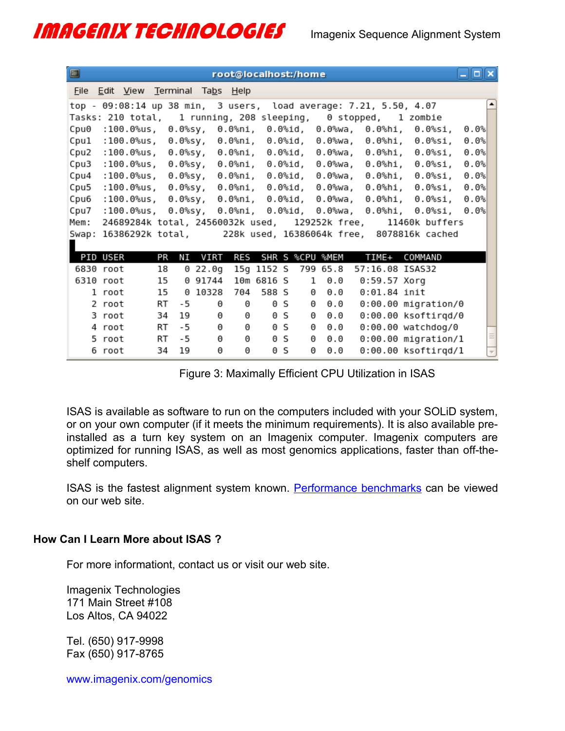```
top - 09:08:14 up 38 min,  3 users,  load average: 7.21, 5.50, 4.07
Tasks: 210 total,   1 running, 208 sleeping,   0 stopped,   1 zombie
Cpu0  :100.0%us,  0.0%sy,  0.0%ni,  0.0%id,  0.0%wa,  0.0%hi,  0.0%si,  0.0%
Cpu1  :100.0%us,  0.0%sy,  0.0%ni,  0.0%id,  0.0%wa,  0.0%hi,  0.0%si,  0.0%
Cpu2  :100.0%us,  0.0%sy,  0.0%ni,  0.0%id,  0.0%wa,  0.0%hi,  0.0%si,  0.0%
Cpu3  :100.0%us,  0.0%sy,  0.0%ni,  0.0%id,  0.0%wa,  0.0%hi,  0.0%si,  0.0%
Cpu4  :100.0%us,  0.0%sy,  0.0%ni,  0.0%id,  0.0%wa,  0.0%hi,  0.0%si,  0.0%
Cpu5  :100.0%us,  0.0%sy,  0.0%ni,  0.0%id,  0.0%wa,  0.0%hi,  0.0%si,  0.0%
Cpu6  :100.0%us,  0.0%sy,  0.0%ni,  0.0%id,  0.0%wa,  0.0%hi,  0.0%si,  0.0%
Cpu7  :100.0%us,  0.0%sy,  0.0%ni,  0.0%id,  0.0%wa,  0.0%hi,  0.0%si,  0.0%
Mem:  24689284k total, 24560032k used,   129252k free,    11460k buffers
Swap: 16386292k total,      228k used, 16386064k free,  8078816k cached

  PID USER      PR  NI  VIRT  RES  SHR S %CPU %MEM    TIME+  COMMAND
 6830 root      18   0 22.0g  15g 1152 S  799 65.8  57:16.08 ISAS32
 6310 root      15   0 91744  10m 6816 S    1  0.0   0:59.57 Xorg
    1 root      15   0 10328  704  588 S    0  0.0   0:01.84 init
    2 root      RT  -5     0    0    0 S    0  0.0   0:00.00 migration/0
    3 root      34  19     0    0    0 S    0  0.0   0:00.00 ksoftirqd/0
    4 root      RT  -5     0    0    0 S    0  0.0   0:00.00 watchdog/0
    5 root      RT  -5     0    0    0 S    0  0.0   0:00.00 migration/1
    6 root      34  19     0    0    0 S    0  0.0   0:00.00 ksoftirqd/1
```

Figure 3: Maximally Efficient CPU Utilization in ISAS

ISAS is available as software to run on the computers included with your SOLiD system, or on your own computer (if it meets the minimum requirements). It is also available pre-installed as a turn key system on an Imagenix computer. Imagenix computers are optimized for running ISAS, as well as most genomics applications, faster than off-the-shelf computers.

ISAS is the fastest alignment system known. Performance benchmarks can be viewed on our web site.

## How Can I Learn More about ISAS ?

For more informationt, contact us or visit our web site.

Imagenix Technologies
171 Main Street #108
Los Altos, CA 94022

Tel. (650) 917-9998
Fax (650) 917-8765

www.imagenix.com/genomics